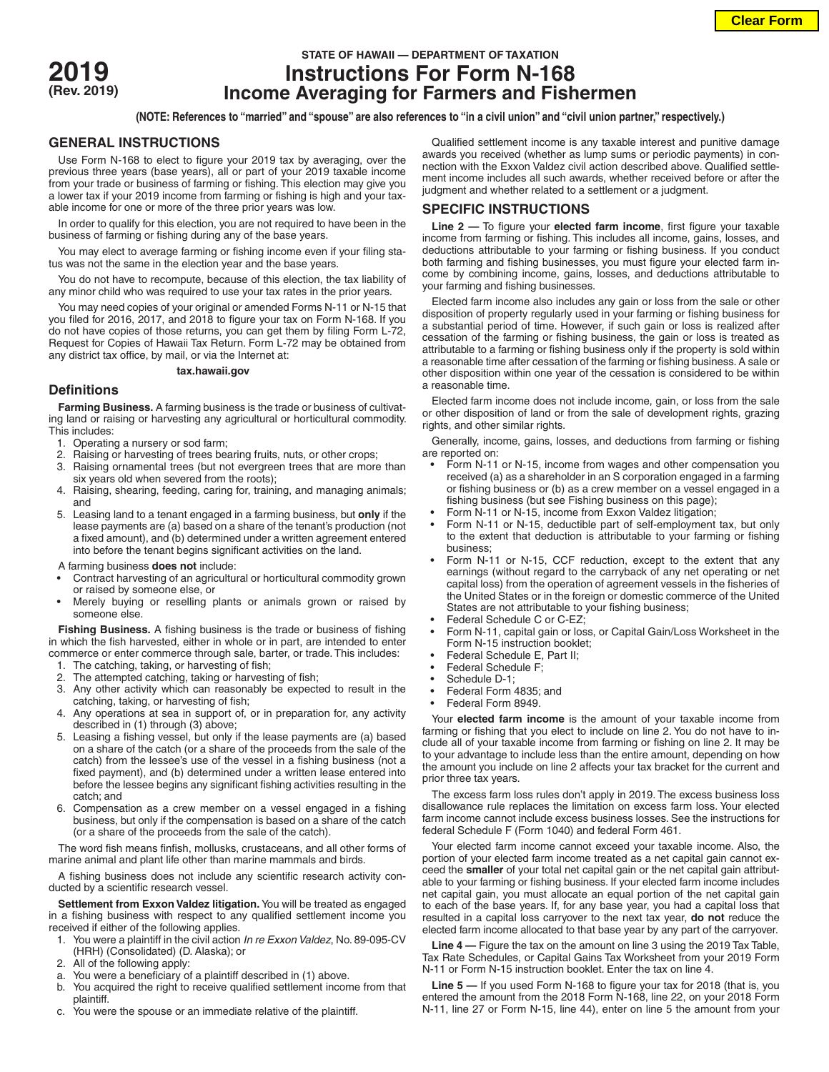**2019**
**(Rev. 2019)**

**STATE OF HAWAII — DEPARTMENT OF TAXATION**

# Instructions For Form N-168
# Income Averaging for Farmers and Fishermen

**(NOTE: References to "married" and "spouse" are also references to "in a civil union" and "civil union partner," respectively.)**

## GENERAL INSTRUCTIONS

Use Form N-168 to elect to figure your 2019 tax by averaging, over the previous three years (base years), all or part of your 2019 taxable income from your trade or business of farming or fishing. This election may give you a lower tax if your 2019 income from farming or fishing is high and your taxable income for one or more of the three prior years was low.

In order to qualify for this election, you are not required to have been in the business of farming or fishing during any of the base years.

You may elect to average farming or fishing income even if your filing status was not the same in the election year and the base years.

You do not have to recompute, because of this election, the tax liability of any minor child who was required to use your tax rates in the prior years.

You may need copies of your original or amended Forms N-11 or N-15 that you filed for 2016, 2017, and 2018 to figure your tax on Form N-168. If you do not have copies of those returns, you can get them by filing Form L-72, Request for Copies of Hawaii Tax Return. Form L-72 may be obtained from any district tax office, by mail, or via the Internet at:

**tax.hawaii.gov**

### Definitions

**Farming Business.** A farming business is the trade or business of cultivating land or raising or harvesting any agricultural or horticultural commodity. This includes:

1. Operating a nursery or sod farm;
2. Raising or harvesting of trees bearing fruits, nuts, or other crops;
3. Raising ornamental trees (but not evergreen trees that are more than six years old when severed from the roots);
4. Raising, shearing, feeding, caring for, training, and managing animals; and
5. Leasing land to a tenant engaged in a farming business, but **only** if the lease payments are (a) based on a share of the tenant's production (not a fixed amount), and (b) determined under a written agreement entered into before the tenant begins significant activities on the land.

A farming business **does not** include:

- Contract harvesting of an agricultural or horticultural commodity grown or raised by someone else, or
- Merely buying or reselling plants or animals grown or raised by someone else.

**Fishing Business.** A fishing business is the trade or business of fishing in which the fish harvested, either in whole or in part, are intended to enter commerce or enter commerce through sale, barter, or trade. This includes:

1. The catching, taking, or harvesting of fish;
2. The attempted catching, taking or harvesting of fish;
3. Any other activity which can reasonably be expected to result in the catching, taking, or harvesting of fish;
4. Any operations at sea in support of, or in preparation for, any activity described in (1) through (3) above;
5. Leasing a fishing vessel, but only if the lease payments are (a) based on a share of the catch (or a share of the proceeds from the sale of the catch) from the lessee's use of the vessel in a fishing business (not a fixed payment), and (b) determined under a written lease entered into before the lessee begins any significant fishing activities resulting in the catch; and
6. Compensation as a crew member on a vessel engaged in a fishing business, but only if the compensation is based on a share of the catch (or a share of the proceeds from the sale of the catch).

The word fish means finfish, mollusks, crustaceans, and all other forms of marine animal and plant life other than marine mammals and birds.

A fishing business does not include any scientific research activity conducted by a scientific research vessel.

**Settlement from Exxon Valdez litigation.** You will be treated as engaged in a fishing business with respect to any qualified settlement income you received if either of the following applies.

1. You were a plaintiff in the civil action *In re Exxon Valdez*, No. 89-095-CV (HRH) (Consolidated) (D. Alaska); or
2. All of the following apply:
   a. You were a beneficiary of a plaintiff described in (1) above.
   b. You acquired the right to receive qualified settlement income from that plaintiff.
   c. You were the spouse or an immediate relative of the plaintiff.

Qualified settlement income is any taxable interest and punitive damage awards you received (whether as lump sums or periodic payments) in connection with the Exxon Valdez civil action described above. Qualified settlement income includes all such awards, whether received before or after the judgment and whether related to a settlement or a judgment.

## SPECIFIC INSTRUCTIONS

**Line 2 —** To figure your **elected farm income**, first figure your taxable income from farming or fishing. This includes all income, gains, losses, and deductions attributable to your farming or fishing business. If you conduct both farming and fishing businesses, you must figure your elected farm income by combining income, gains, losses, and deductions attributable to your farming and fishing businesses.

Elected farm income also includes any gain or loss from the sale or other disposition of property regularly used in your farming or fishing business for a substantial period of time. However, if such gain or loss is realized after cessation of the farming or fishing business, the gain or loss is treated as attributable to a farming or fishing business only if the property is sold within a reasonable time after cessation of the farming or fishing business. A sale or other disposition within one year of the cessation is considered to be within a reasonable time.

Elected farm income does not include income, gain, or loss from the sale or other disposition of land or from the sale of development rights, grazing rights, and other similar rights.

Generally, income, gains, losses, and deductions from farming or fishing are reported on:

- Form N-11 or N-15, income from wages and other compensation you received (a) as a shareholder in an S corporation engaged in a farming or fishing business or (b) as a crew member on a vessel engaged in a fishing business (but see Fishing business on this page);
- Form N-11 or N-15, income from Exxon Valdez litigation;
- Form N-11 or N-15, deductible part of self-employment tax, but only to the extent that deduction is attributable to your farming or fishing business;
- Form N-11 or N-15, CCF reduction, except to the extent that any earnings (without regard to the carryback of any net operating or net capital loss) from the operation of agreement vessels in the fisheries of the United States or in the foreign or domestic commerce of the United States are not attributable to your fishing business;
- Federal Schedule C or C-EZ;
- Form N-11, capital gain or loss, or Capital Gain/Loss Worksheet in the Form N-15 instruction booklet;
- Federal Schedule E, Part II;
- Federal Schedule F;
- Schedule D-1;
- Federal Form 4835; and
- Federal Form 8949.

Your **elected farm income** is the amount of your taxable income from farming or fishing that you elect to include on line 2. You do not have to include all of your taxable income from farming or fishing on line 2. It may be to your advantage to include less than the entire amount, depending on how the amount you include on line 2 affects your tax bracket for the current and prior three tax years.

The excess farm loss rules don't apply in 2019. The excess business loss disallowance rule replaces the limitation on excess farm loss. Your elected farm income cannot include excess business losses. See the instructions for federal Schedule F (Form 1040) and federal Form 461.

Your elected farm income cannot exceed your taxable income. Also, the portion of your elected farm income treated as a net capital gain cannot exceed the **smaller** of your total net capital gain or the net capital gain attributable to your farming or fishing business. If your elected farm income includes net capital gain, you must allocate an equal portion of the net capital gain to each of the base years. If, for any base year, you had a capital loss that resulted in a capital loss carryover to the next tax year, **do not** reduce the elected farm income allocated to that base year by any part of the carryover.

**Line 4 —** Figure the tax on the amount on line 3 using the 2019 Tax Table, Tax Rate Schedules, or Capital Gains Tax Worksheet from your 2019 Form N-11 or Form N-15 instruction booklet. Enter the tax on line 4.

**Line 5 —** If you used Form N-168 to figure your tax for 2018 (that is, you entered the amount from the 2018 Form N-168, line 22, on your 2018 Form N-11, line 27 or Form N-15, line 44), enter on line 5 the amount from your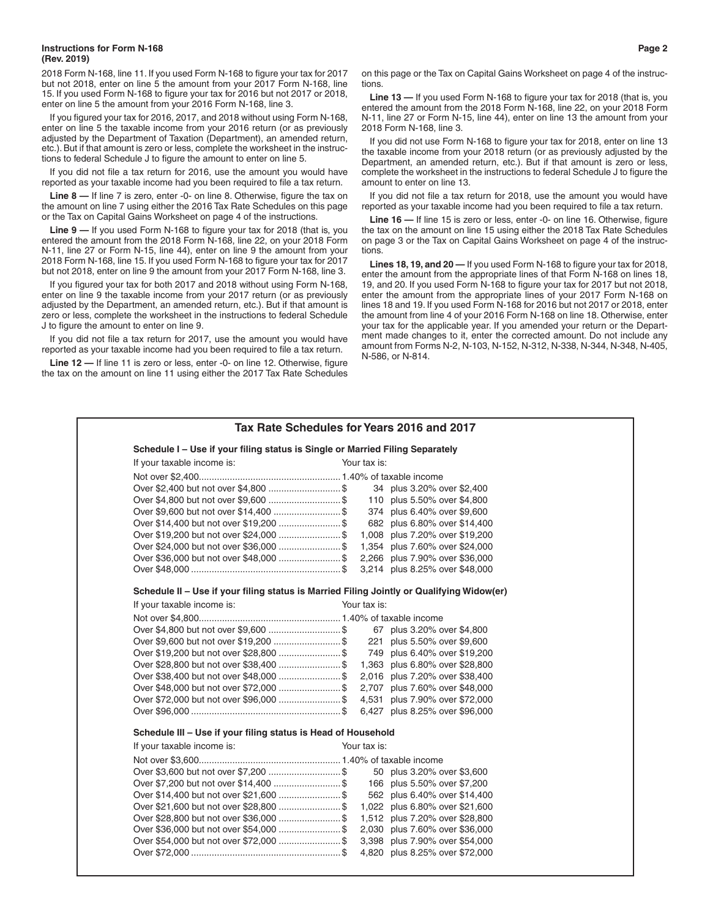2018 Form N-168, line 11. If you used Form N-168 to figure your tax for 2017 but not 2018, enter on line 5 the amount from your 2017 Form N-168, line 15. If you used Form N-168 to figure your tax for 2016 but not 2017 or 2018, enter on line 5 the amount from your 2016 Form N-168, line 3.

If you figured your tax for 2016, 2017, and 2018 without using Form N-168, enter on line 5 the taxable income from your 2016 return (or as previously adjusted by the Department of Taxation (Department), an amended return, etc.). But if that amount is zero or less, complete the worksheet in the instructions to federal Schedule J to figure the amount to enter on line 5.

If you did not file a tax return for 2016, use the amount you would have reported as your taxable income had you been required to file a tax return.

**Line 8 —** If line 7 is zero, enter -0- on line 8. Otherwise, figure the tax on the amount on line 7 using either the 2016 Tax Rate Schedules on this page or the Tax on Capital Gains Worksheet on page 4 of the instructions.

**Line 9 —** If you used Form N-168 to figure your tax for 2018 (that is, you entered the amount from the 2018 Form N-168, line 22, on your 2018 Form N-11, line 27 or Form N-15, line 44), enter on line 9 the amount from your 2018 Form N-168, line 15. If you used Form N-168 to figure your tax for 2017 but not 2018, enter on line 9 the amount from your 2017 Form N-168, line 3.

If you figured your tax for both 2017 and 2018 without using Form N-168, enter on line 9 the taxable income from your 2017 return (or as previously adjusted by the Department, an amended return, etc.). But if that amount is zero or less, complete the worksheet in the instructions to federal Schedule J to figure the amount to enter on line 9.

If you did not file a tax return for 2017, use the amount you would have reported as your taxable income had you been required to file a tax return.

**Line 12 —** If line 11 is zero or less, enter -0- on line 12. Otherwise, figure the tax on the amount on line 11 using either the 2017 Tax Rate Schedules on this page or the Tax on Capital Gains Worksheet on page 4 of the instructions.

**Line 13 —** If you used Form N-168 to figure your tax for 2018 (that is, you entered the amount from the 2018 Form N-168, line 22, on your 2018 Form N-11, line 27 or Form N-15, line 44), enter on line 13 the amount from your 2018 Form N-168, line 3.

If you did not use Form N-168 to figure your tax for 2018, enter on line 13 the taxable income from your 2018 return (or as previously adjusted by the Department, an amended return, etc.). But if that amount is zero or less, complete the worksheet in the instructions to federal Schedule J to figure the amount to enter on line 13.

If you did not file a tax return for 2018, use the amount you would have reported as your taxable income had you been required to file a tax return.

**Line 16 —** If line 15 is zero or less, enter -0- on line 16. Otherwise, figure the tax on the amount on line 15 using either the 2018 Tax Rate Schedules on page 3 or the Tax on Capital Gains Worksheet on page 4 of the instructions.

**Lines 18, 19, and 20 —** If you used Form N-168 to figure your tax for 2018, enter the amount from the appropriate lines of that Form N-168 on lines 18, 19, and 20. If you used Form N-168 to figure your tax for 2017 but not 2018, enter the amount from the appropriate lines of your 2017 Form N-168 on lines 18 and 19. If you used Form N-168 for 2016 but not 2017 or 2018, enter the amount from line 4 of your 2016 Form N-168 on line 18. Otherwise, enter your tax for the applicable year. If you amended your return or the Department made changes to it, enter the corrected amount. Do not include any amount from Forms N-2, N-103, N-152, N-312, N-338, N-344, N-348, N-405, N-586, or N-814.

## Tax Rate Schedules for Years 2016 and 2017

**Schedule I – Use if your filing status is Single or Married Filing Separately**

| If your taxable income is: | Your tax is: |
|---|---|
| Not over $2,400 | 1.40% of taxable income |
| Over $2,400 but not over $4,800 | $ 34 plus 3.20% over $2,400 |
| Over $4,800 but not over $9,600 | $ 110 plus 5.50% over $4,800 |
| Over $9,600 but not over $14,400 | $ 374 plus 6.40% over $9,600 |
| Over $14,400 but not over $19,200 | $ 682 plus 6.80% over $14,400 |
| Over $19,200 but not over $24,000 | $ 1,008 plus 7.20% over $19,200 |
| Over $24,000 but not over $36,000 | $ 1,354 plus 7.60% over $24,000 |
| Over $36,000 but not over $48,000 | $ 2,266 plus 7.90% over $36,000 |
| Over $48,000 | $ 3,214 plus 8.25% over $48,000 |

**Schedule II – Use if your filing status is Married Filing Jointly or Qualifying Widow(er)**

| If your taxable income is: | Your tax is: |
|---|---|
| Not over $4,800 | 1.40% of taxable income |
| Over $4,800 but not over $9,600 | $ 67 plus 3.20% over $4,800 |
| Over $9,600 but not over $19,200 | $ 221 plus 5.50% over $9,600 |
| Over $19,200 but not over $28,800 | $ 749 plus 6.40% over $19,200 |
| Over $28,800 but not over $38,400 | $ 1,363 plus 6.80% over $28,800 |
| Over $38,400 but not over $48,000 | $ 2,016 plus 7.20% over $38,400 |
| Over $48,000 but not over $72,000 | $ 2,707 plus 7.60% over $48,000 |
| Over $72,000 but not over $96,000 | $ 4,531 plus 7.90% over $72,000 |
| Over $96,000 | $ 6,427 plus 8.25% over $96,000 |

**Schedule III – Use if your filing status is Head of Household**

| If your taxable income is: | Your tax is: |
|---|---|
| Not over $3,600 | 1.40% of taxable income |
| Over $3,600 but not over $7,200 | $ 50 plus 3.20% over $3,600 |
| Over $7,200 but not over $14,400 | $ 166 plus 5.50% over $7,200 |
| Over $14,400 but not over $21,600 | $ 562 plus 6.40% over $14,400 |
| Over $21,600 but not over $28,800 | $ 1,022 plus 6.80% over $21,600 |
| Over $28,800 but not over $36,000 | $ 1,512 plus 7.20% over $28,800 |
| Over $36,000 but not over $54,000 | $ 2,030 plus 7.60% over $36,000 |
| Over $54,000 but not over $72,000 | $ 3,398 plus 7.90% over $54,000 |
| Over $72,000 | $ 4,820 plus 8.25% over $72,000 |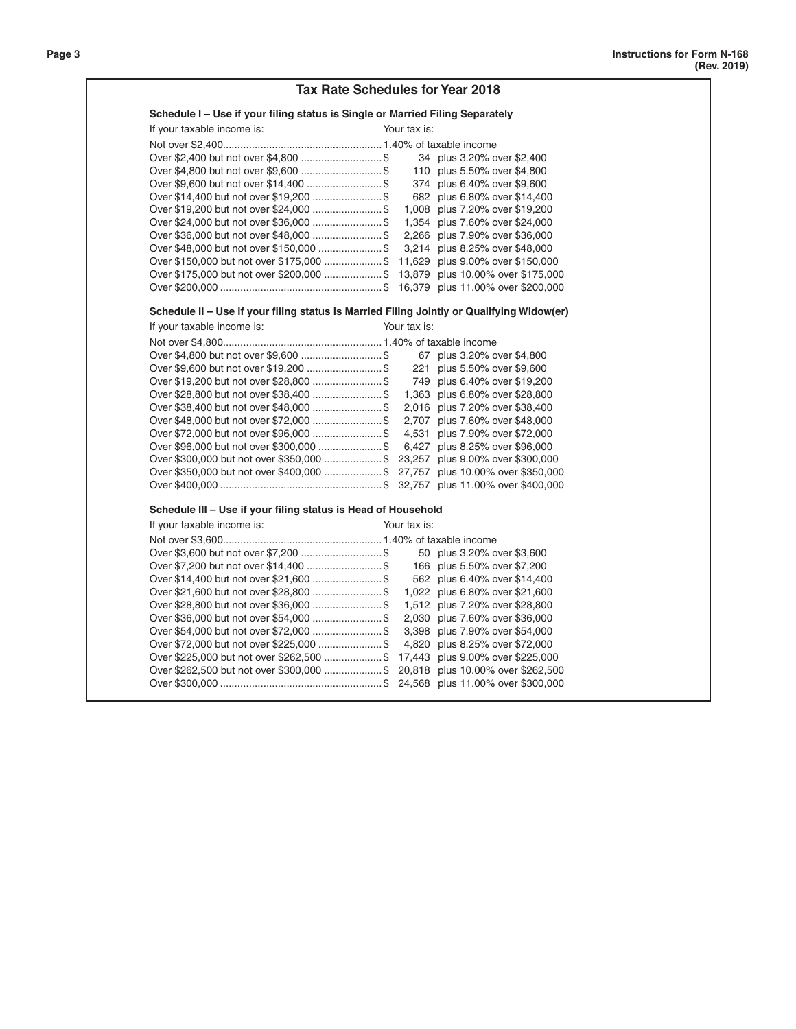## Tax Rate Schedules for Year 2018

### Schedule I – Use if your filing status is Single or Married Filing Separately

| If your taxable income is: | Your tax is: | |
|---|---|---|
| Not over $2,400 | 1.40% of taxable income | |
| Over $2,400 but not over $4,800 | $ 34 | plus 3.20% over $2,400 |
| Over $4,800 but not over $9,600 | $ 110 | plus 5.50% over $4,800 |
| Over $9,600 but not over $14,400 | $ 374 | plus 6.40% over $9,600 |
| Over $14,400 but not over $19,200 | $ 682 | plus 6.80% over $14,400 |
| Over $19,200 but not over $24,000 | $ 1,008 | plus 7.20% over $19,200 |
| Over $24,000 but not over $36,000 | $ 1,354 | plus 7.60% over $24,000 |
| Over $36,000 but not over $48,000 | $ 2,266 | plus 7.90% over $36,000 |
| Over $48,000 but not over $150,000 | $ 3,214 | plus 8.25% over $48,000 |
| Over $150,000 but not over $175,000 | $ 11,629 | plus 9.00% over $150,000 |
| Over $175,000 but not over $200,000 | $ 13,879 | plus 10.00% over $175,000 |
| Over $200,000 | $ 16,379 | plus 11.00% over $200,000 |

### Schedule II – Use if your filing status is Married Filing Jointly or Qualifying Widow(er)

| If your taxable income is: | Your tax is: | |
|---|---|---|
| Not over $4,800 | 1.40% of taxable income | |
| Over $4,800 but not over $9,600 | $ 67 | plus 3.20% over $4,800 |
| Over $9,600 but not over $19,200 | $ 221 | plus 5.50% over $9,600 |
| Over $19,200 but not over $28,800 | $ 749 | plus 6.40% over $19,200 |
| Over $28,800 but not over $38,400 | $ 1,363 | plus 6.80% over $28,800 |
| Over $38,400 but not over $48,000 | $ 2,016 | plus 7.20% over $38,400 |
| Over $48,000 but not over $72,000 | $ 2,707 | plus 7.60% over $48,000 |
| Over $72,000 but not over $96,000 | $ 4,531 | plus 7.90% over $72,000 |
| Over $96,000 but not over $300,000 | $ 6,427 | plus 8.25% over $96,000 |
| Over $300,000 but not over $350,000 | $ 23,257 | plus 9.00% over $300,000 |
| Over $350,000 but not over $400,000 | $ 27,757 | plus 10.00% over $350,000 |
| Over $400,000 | $ 32,757 | plus 11.00% over $400,000 |

### Schedule III – Use if your filing status is Head of Household

| If your taxable income is: | Your tax is: | |
|---|---|---|
| Not over $3,600 | 1.40% of taxable income | |
| Over $3,600 but not over $7,200 | $ 50 | plus 3.20% over $3,600 |
| Over $7,200 but not over $14,400 | $ 166 | plus 5.50% over $7,200 |
| Over $14,400 but not over $21,600 | $ 562 | plus 6.40% over $14,400 |
| Over $21,600 but not over $28,800 | $ 1,022 | plus 6.80% over $21,600 |
| Over $28,800 but not over $36,000 | $ 1,512 | plus 7.20% over $28,800 |
| Over $36,000 but not over $54,000 | $ 2,030 | plus 7.60% over $36,000 |
| Over $54,000 but not over $72,000 | $ 3,398 | plus 7.90% over $54,000 |
| Over $72,000 but not over $225,000 | $ 4,820 | plus 8.25% over $72,000 |
| Over $225,000 but not over $262,500 | $ 17,443 | plus 9.00% over $225,000 |
| Over $262,500 but not over $300,000 | $ 20,818 | plus 10.00% over $262,500 |
| Over $300,000 | $ 24,568 | plus 11.00% over $300,000 |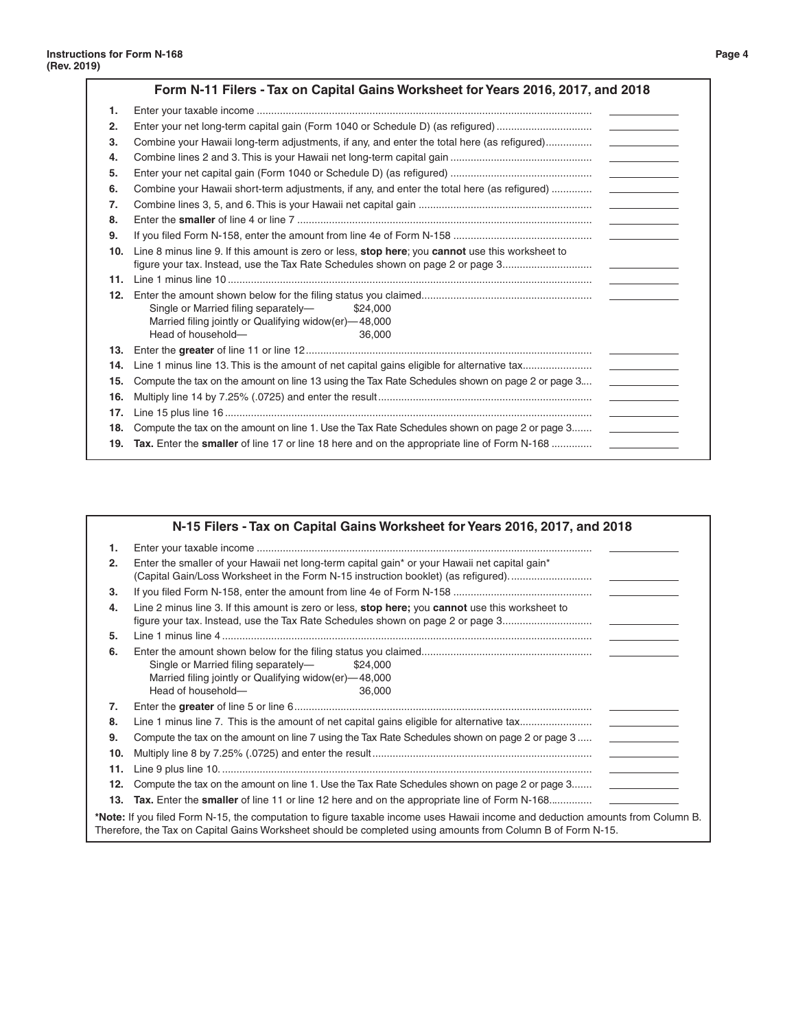## Form N-11 Filers - Tax on Capital Gains Worksheet for Years 2016, 2017, and 2018

| | | |
|---|---|---|
| **1.** | Enter your taxable income | |
| **2.** | Enter your net long-term capital gain (Form 1040 or Schedule D) (as refigured) | |
| **3.** | Combine your Hawaii long-term adjustments, if any, and enter the total here (as refigured) | |
| **4.** | Combine lines 2 and 3. This is your Hawaii net long-term capital gain | |
| **5.** | Enter your net capital gain (Form 1040 or Schedule D) (as refigured) | |
| **6.** | Combine your Hawaii short-term adjustments, if any, and enter the total here (as refigured) | |
| **7.** | Combine lines 3, 5, and 6. This is your Hawaii net capital gain | |
| **8.** | Enter the **smaller** of line 4 or line 7 | |
| **9.** | If you filed Form N-158, enter the amount from line 4e of Form N-158 | |
| **10.** | Line 8 minus line 9. If this amount is zero or less, **stop here**; you **cannot** use this worksheet to figure your tax. Instead, use the Tax Rate Schedules shown on page 2 or page 3 | |
| **11.** | Line 1 minus line 10 | |
| **12.** | Enter the amount shown below for the filing status you claimed<br>Single or Married filing separately— $24,000<br>Married filing jointly or Qualifying widow(er)—48,000<br>Head of household— 36,000 | |
| **13.** | Enter the **greater** of line 11 or line 12 | |
| **14.** | Line 1 minus line 13. This is the amount of net capital gains eligible for alternative tax | |
| **15.** | Compute the tax on the amount on line 13 using the Tax Rate Schedules shown on page 2 or page 3 | |
| **16.** | Multiply line 14 by 7.25% (.0725) and enter the result | |
| **17.** | Line 15 plus line 16 | |
| **18.** | Compute the tax on the amount on line 1. Use the Tax Rate Schedules shown on page 2 or page 3 | |
| **19.** | **Tax.** Enter the **smaller** of line 17 or line 18 here and on the appropriate line of Form N-168 | |

## N-15 Filers - Tax on Capital Gains Worksheet for Years 2016, 2017, and 2018

| | | |
|---|---|---|
| **1.** | Enter your taxable income | |
| **2.** | Enter the smaller of your Hawaii net long-term capital gain* or your Hawaii net capital gain* (Capital Gain/Loss Worksheet in the Form N-15 instruction booklet) (as refigured). | |
| **3.** | If you filed Form N-158, enter the amount from line 4e of Form N-158 | |
| **4.** | Line 2 minus line 3. If this amount is zero or less, **stop here;** you **cannot** use this worksheet to figure your tax. Instead, use the Tax Rate Schedules shown on page 2 or page 3 | |
| **5.** | Line 1 minus line 4 | |
| **6.** | Enter the amount shown below for the filing status you claimed<br>Single or Married filing separately— $24,000<br>Married filing jointly or Qualifying widow(er)—48,000<br>Head of household— 36,000 | |
| **7.** | Enter the **greater** of line 5 or line 6 | |
| **8.** | Line 1 minus line 7. This is the amount of net capital gains eligible for alternative tax | |
| **9.** | Compute the tax on the amount on line 7 using the Tax Rate Schedules shown on page 2 or page 3 | |
| **10.** | Multiply line 8 by 7.25% (.0725) and enter the result | |
| **11.** | Line 9 plus line 10. | |
| **12.** | Compute the tax on the amount on line 1. Use the Tax Rate Schedules shown on page 2 or page 3 | |
| **13.** | **Tax.** Enter the **smaller** of line 11 or line 12 here and on the appropriate line of Form N-168. | |

***Note:** If you filed Form N-15, the computation to figure taxable income uses Hawaii income and deduction amounts from Column B. Therefore, the Tax on Capital Gains Worksheet should be completed using amounts from Column B of Form N-15.